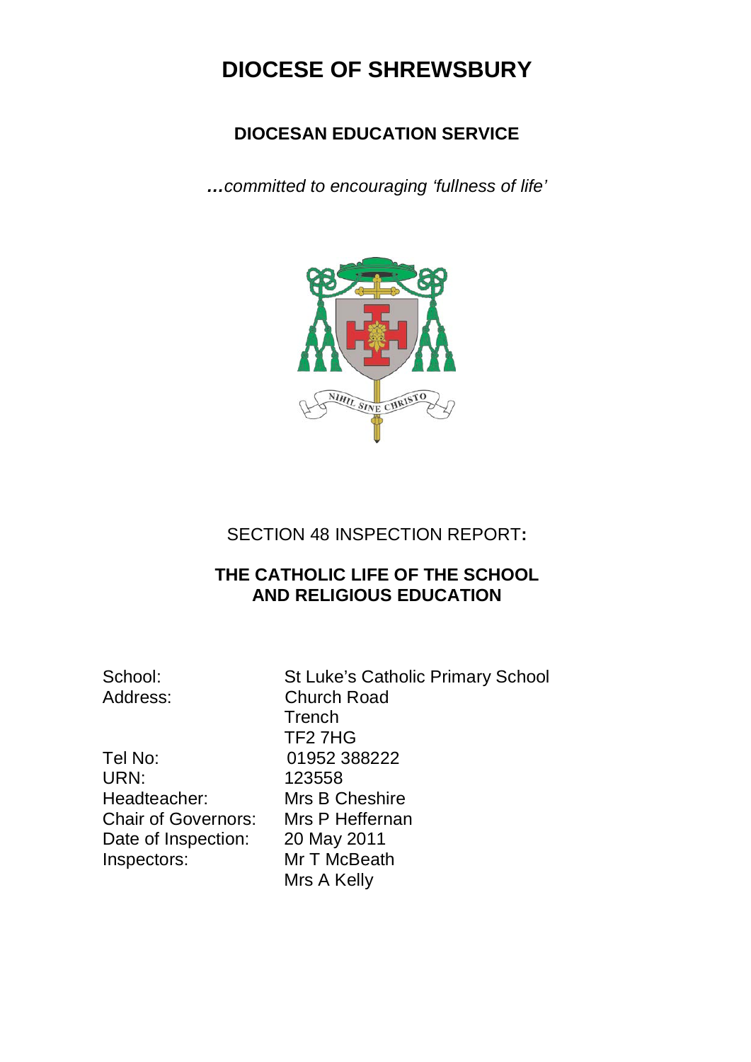# DIOCESE OF SHREWSBURY

## DIOCESAN EDUCATION SERVICE

***…****committed to encouraging 'fullness of life'*

SECTION 48 INSPECTION REPORT**:**

**THE CATHOLIC LIFE OF THE SCHOOL AND RELIGIOUS EDUCATION**

| | |
|---|---|
| School: | St Luke's Catholic Primary School |
| Address: | Church Road<br>Trench<br>TF2 7HG |
| Tel No: | 01952 388222 |
| URN: | 123558 |
| Headteacher: | Mrs B Cheshire |
| Chair of Governors: | Mrs P Heffernan |
| Date of Inspection: | 20 May 2011 |
| Inspectors: | Mr T McBeath<br>Mrs A Kelly |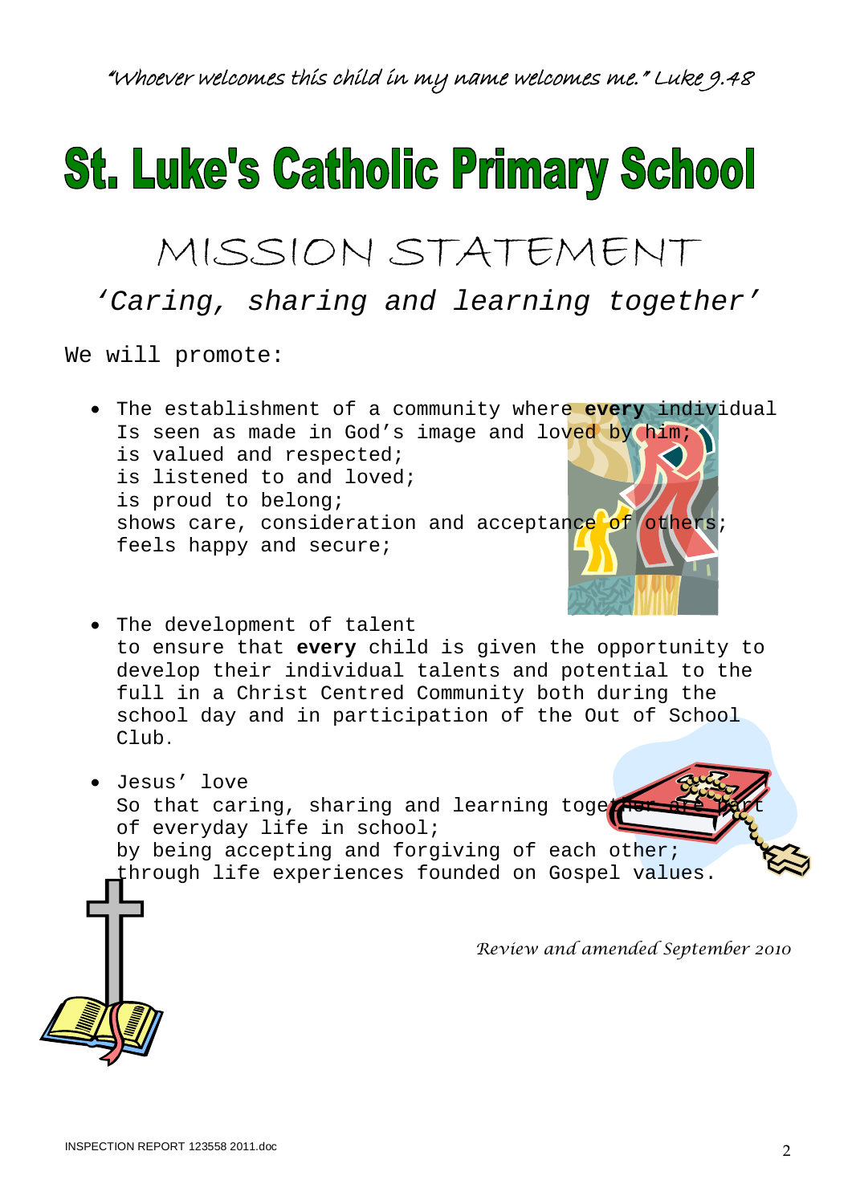*"Whoever welcomes this child in my name welcomes me." Luke 9.48*

# St. Luke's Catholic Primary School

## MISSION STATEMENT

*'Caring, sharing and learning together'*

We will promote:

- The establishment of a community where **every** individual
  Is seen as made in God's image and loved by him;
  is valued and respected;
  is listened to and loved;
  is proud to belong;
  shows care, consideration and acceptance of others;
  feels happy and secure;

- The development of talent
  to ensure that **every** child is given the opportunity to develop their individual talents and potential to the full in a Christ Centred Community both during the school day and in participation of the Out of School Club.

- Jesus' love
  So that caring, sharing and learning together are part of everyday life in school;
  by being accepting and forgiving of each other;
  through life experiences founded on Gospel values.

*Review and amended September 2010*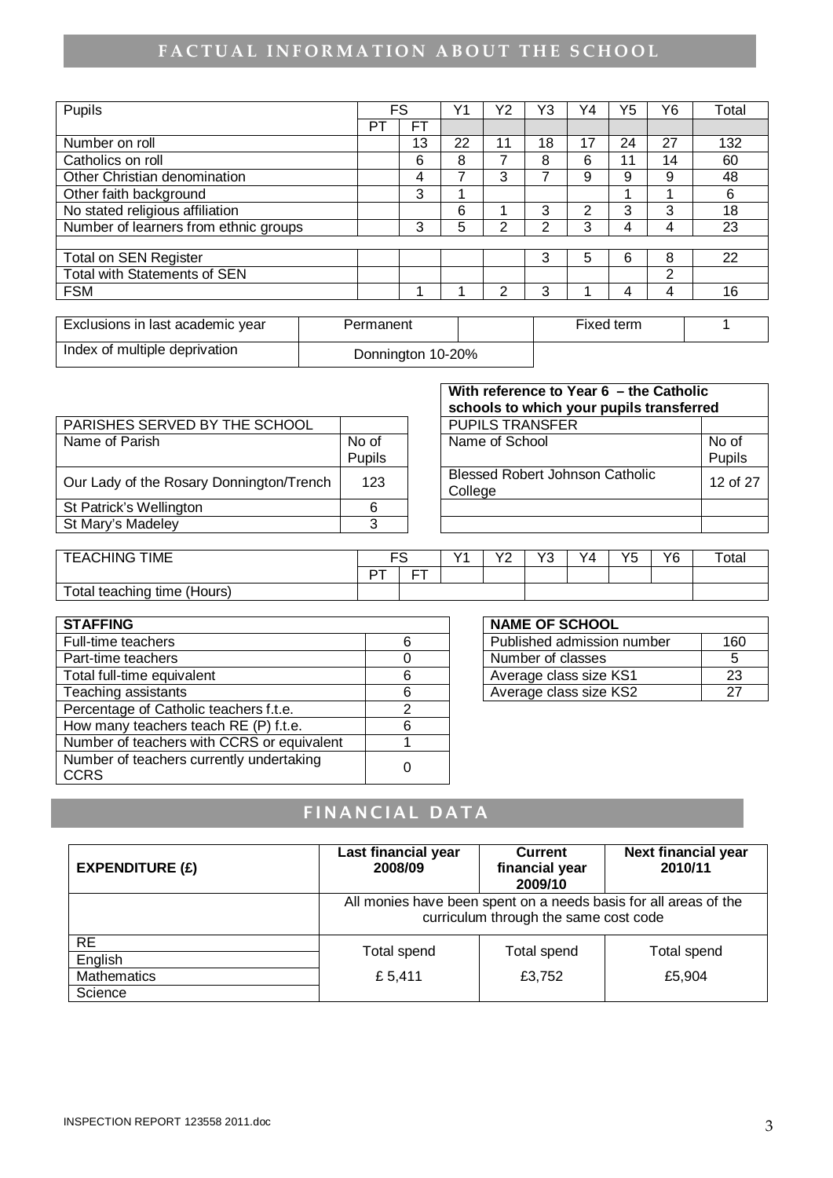## FACTUAL INFORMATION ABOUT THE SCHOOL

| Pupils | FS | | Y1 | Y2 | Y3 | Y4 | Y5 | Y6 | Total |
|---|---|---|---|---|---|---|---|---|---|
| | PT | FT | | | | | | | |
| Number on roll | | 13 | 22 | 11 | 18 | 17 | 24 | 27 | 132 |
| Catholics on roll | | 6 | 8 | 7 | 8 | 6 | 11 | 14 | 60 |
| Other Christian denomination | | 4 | 7 | 3 | 7 | 9 | 9 | 9 | 48 |
| Other faith background | | 3 | 1 | | | | 1 | 1 | 6 |
| No stated religious affiliation | | | 6 | 1 | 3 | 2 | 3 | 3 | 18 |
| Number of learners from ethnic groups | | 3 | 5 | 2 | 2 | 3 | 4 | 4 | 23 |
| | | | | | | | | | |
| Total on SEN Register | | | | | 3 | 5 | 6 | 8 | 22 |
| Total with Statements of SEN | | | | | | | | 2 | |
| FSM | | 1 | 1 | 2 | 3 | 1 | 4 | 4 | 16 |

| Exclusions in last academic year | Permanent | | Fixed term | 1 |
|---|---|---|---|---|
| Index of multiple deprivation | Donnington 10-20% | | | |

| PARISHES SERVED BY THE SCHOOL | |
|---|---|
| Name of Parish | No of Pupils |
| Our Lady of the Rosary Donnington/Trench | 123 |
| St Patrick's Wellington | 6 |
| St Mary's Madeley | 3 |

| With reference to Year 6 – the Catholic schools to which your pupils transferred | |
|---|---|
| PUPILS TRANSFER | |
| Name of School | No of Pupils |
| Blessed Robert Johnson Catholic College | 12 of 27 |
| | |
| | |

| TEACHING TIME | FS | | Y1 | Y2 | Y3 | Y4 | Y5 | Y6 | Total |
|---|---|---|---|---|---|---|---|---|---|
| | PT | FT | | | | | | | |
| Total teaching time (Hours) | | | | | | | | | |

| STAFFING | |
|---|---|
| Full-time teachers | 6 |
| Part-time teachers | 0 |
| Total full-time equivalent | 6 |
| Teaching assistants | 6 |
| Percentage of Catholic teachers f.t.e. | 2 |
| How many teachers teach RE (P) f.t.e. | 6 |
| Number of teachers with CCRS or equivalent | 1 |
| Number of teachers currently undertaking CCRS | 0 |

| NAME OF SCHOOL | |
|---|---|
| Published admission number | 160 |
| Number of classes | 5 |
| Average class size KS1 | 23 |
| Average class size KS2 | 27 |

## FINANCIAL DATA

| EXPENDITURE (£) | Last financial year 2008/09 | Current financial year 2009/10 | Next financial year 2010/11 |
|---|---|---|---|
| | All monies have been spent on a needs basis for all areas of the curriculum through the same cost code | | |
| RE<br>English<br>Mathematics<br>Science | Total spend<br>£ 5,411 | Total spend<br>£3,752 | Total spend<br>£5,904 |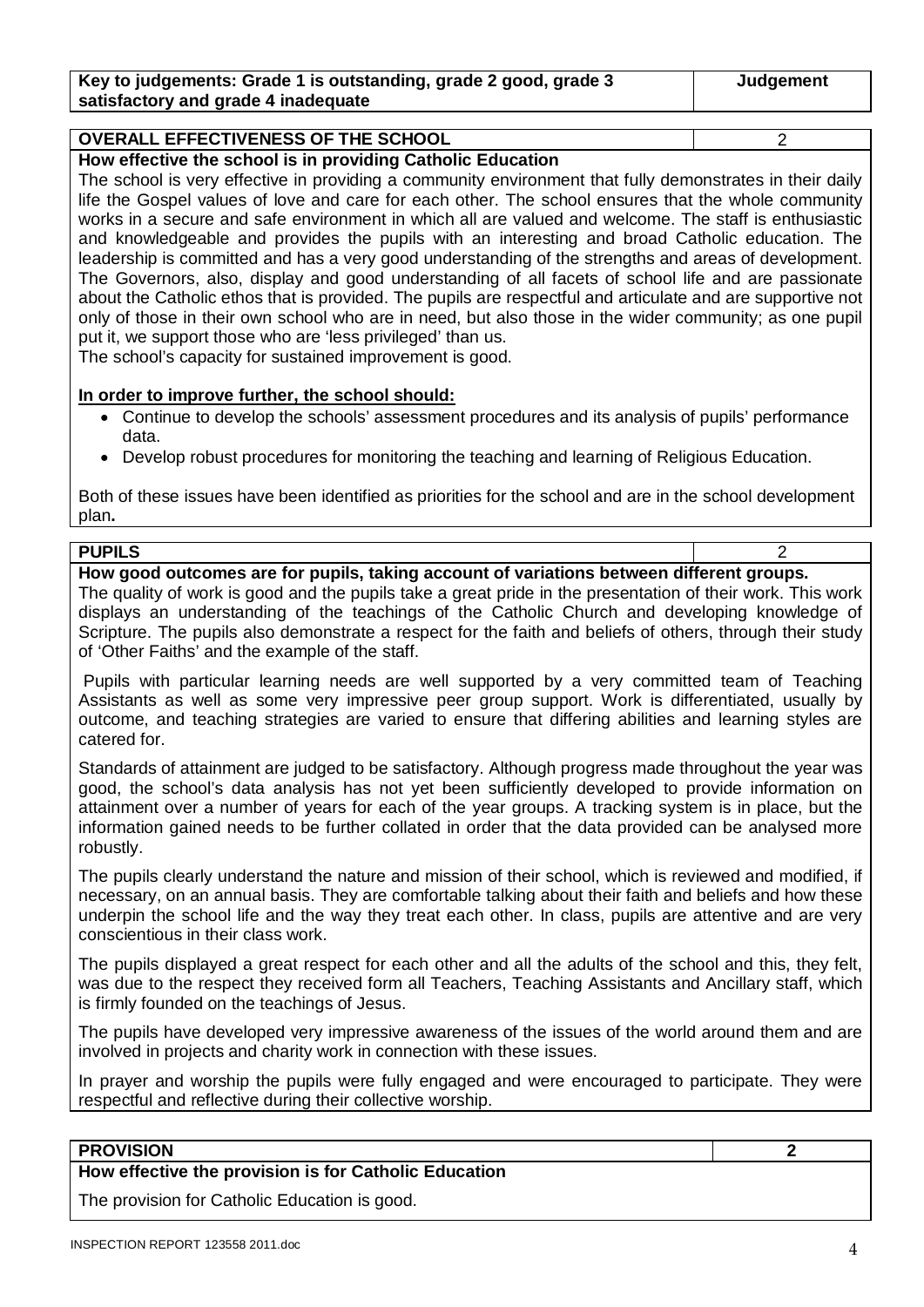| Key to judgements: Grade 1 is outstanding, grade 2 good, grade 3 satisfactory and grade 4 inadequate | Judgement |
|---|---|

| OVERALL EFFECTIVENESS OF THE SCHOOL | 2 |
|---|---|

**How effective the school is in providing Catholic Education**

The school is very effective in providing a community environment that fully demonstrates in their daily life the Gospel values of love and care for each other. The school ensures that the whole community works in a secure and safe environment in which all are valued and welcome. The staff is enthusiastic and knowledgeable and provides the pupils with an interesting and broad Catholic education. The leadership is committed and has a very good understanding of the strengths and areas of development. The Governors, also, display and good understanding of all facets of school life and are passionate about the Catholic ethos that is provided. The pupils are respectful and articulate and are supportive not only of those in their own school who are in need, but also those in the wider community; as one pupil put it, we support those who are 'less privileged' than us.

The school's capacity for sustained improvement is good.

**In order to improve further, the school should:**

- Continue to develop the schools' assessment procedures and its analysis of pupils' performance data.
- Develop robust procedures for monitoring the teaching and learning of Religious Education.

Both of these issues have been identified as priorities for the school and are in the school development plan**.**

| PUPILS | 2 |
|---|---|

**How good outcomes are for pupils, taking account of variations between different groups.**

The quality of work is good and the pupils take a great pride in the presentation of their work. This work displays an understanding of the teachings of the Catholic Church and developing knowledge of Scripture. The pupils also demonstrate a respect for the faith and beliefs of others, through their study of 'Other Faiths' and the example of the staff.

Pupils with particular learning needs are well supported by a very committed team of Teaching Assistants as well as some very impressive peer group support. Work is differentiated, usually by outcome, and teaching strategies are varied to ensure that differing abilities and learning styles are catered for.

Standards of attainment are judged to be satisfactory. Although progress made throughout the year was good, the school's data analysis has not yet been sufficiently developed to provide information on attainment over a number of years for each of the year groups. A tracking system is in place, but the information gained needs to be further collated in order that the data provided can be analysed more robustly.

The pupils clearly understand the nature and mission of their school, which is reviewed and modified, if necessary, on an annual basis. They are comfortable talking about their faith and beliefs and how these underpin the school life and the way they treat each other. In class, pupils are attentive and are very conscientious in their class work.

The pupils displayed a great respect for each other and all the adults of the school and this, they felt, was due to the respect they received form all Teachers, Teaching Assistants and Ancillary staff, which is firmly founded on the teachings of Jesus.

The pupils have developed very impressive awareness of the issues of the world around them and are involved in projects and charity work in connection with these issues.

In prayer and worship the pupils were fully engaged and were encouraged to participate. They were respectful and reflective during their collective worship.

| PROVISION | 2 |
|---|---|

**How effective the provision is for Catholic Education**

The provision for Catholic Education is good.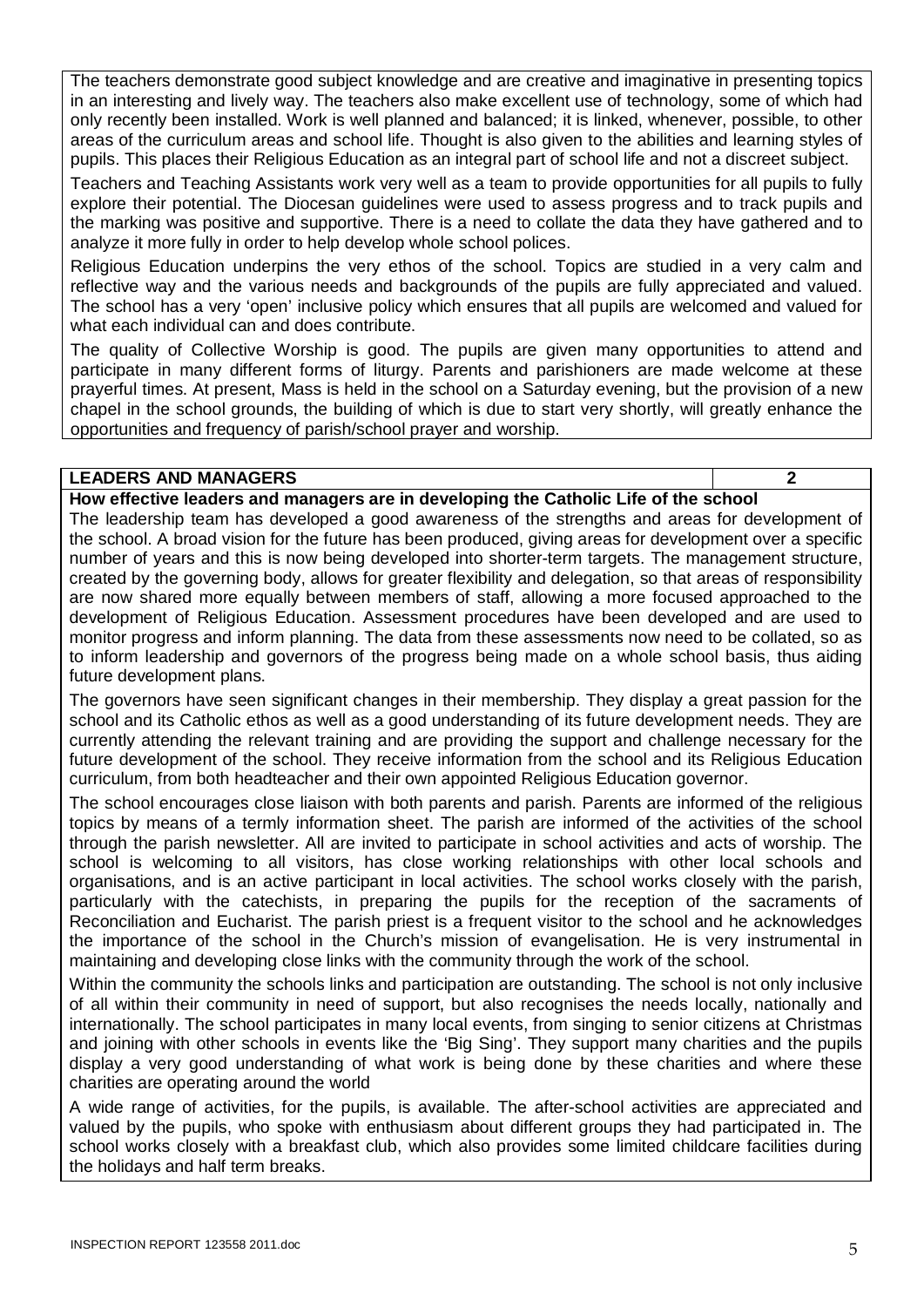The teachers demonstrate good subject knowledge and are creative and imaginative in presenting topics in an interesting and lively way. The teachers also make excellent use of technology, some of which had only recently been installed. Work is well planned and balanced; it is linked, whenever, possible, to other areas of the curriculum areas and school life. Thought is also given to the abilities and learning styles of pupils. This places their Religious Education as an integral part of school life and not a discreet subject.

Teachers and Teaching Assistants work very well as a team to provide opportunities for all pupils to fully explore their potential. The Diocesan guidelines were used to assess progress and to track pupils and the marking was positive and supportive. There is a need to collate the data they have gathered and to analyze it more fully in order to help develop whole school polices.

Religious Education underpins the very ethos of the school. Topics are studied in a very calm and reflective way and the various needs and backgrounds of the pupils are fully appreciated and valued. The school has a very 'open' inclusive policy which ensures that all pupils are welcomed and valued for what each individual can and does contribute.

The quality of Collective Worship is good. The pupils are given many opportunities to attend and participate in many different forms of liturgy. Parents and parishioners are made welcome at these prayerful times. At present, Mass is held in the school on a Saturday evening, but the provision of a new chapel in the school grounds, the building of which is due to start very shortly, will greatly enhance the opportunities and frequency of parish/school prayer and worship.

| **LEADERS AND MANAGERS** | **2** |
|---|---|

**How effective leaders and managers are in developing the Catholic Life of the school**

The leadership team has developed a good awareness of the strengths and areas for development of the school. A broad vision for the future has been produced, giving areas for development over a specific number of years and this is now being developed into shorter-term targets. The management structure, created by the governing body, allows for greater flexibility and delegation, so that areas of responsibility are now shared more equally between members of staff, allowing a more focused approached to the development of Religious Education. Assessment procedures have been developed and are used to monitor progress and inform planning. The data from these assessments now need to be collated, so as to inform leadership and governors of the progress being made on a whole school basis, thus aiding future development plans.

The governors have seen significant changes in their membership. They display a great passion for the school and its Catholic ethos as well as a good understanding of its future development needs. They are currently attending the relevant training and are providing the support and challenge necessary for the future development of the school. They receive information from the school and its Religious Education curriculum, from both headteacher and their own appointed Religious Education governor.

The school encourages close liaison with both parents and parish. Parents are informed of the religious topics by means of a termly information sheet. The parish are informed of the activities of the school through the parish newsletter. All are invited to participate in school activities and acts of worship. The school is welcoming to all visitors, has close working relationships with other local schools and organisations, and is an active participant in local activities. The school works closely with the parish, particularly with the catechists, in preparing the pupils for the reception of the sacraments of Reconciliation and Eucharist. The parish priest is a frequent visitor to the school and he acknowledges the importance of the school in the Church's mission of evangelisation. He is very instrumental in maintaining and developing close links with the community through the work of the school.

Within the community the schools links and participation are outstanding. The school is not only inclusive of all within their community in need of support, but also recognises the needs locally, nationally and internationally. The school participates in many local events, from singing to senior citizens at Christmas and joining with other schools in events like the 'Big Sing'. They support many charities and the pupils display a very good understanding of what work is being done by these charities and where these charities are operating around the world

A wide range of activities, for the pupils, is available. The after-school activities are appreciated and valued by the pupils, who spoke with enthusiasm about different groups they had participated in. The school works closely with a breakfast club, which also provides some limited childcare facilities during the holidays and half term breaks.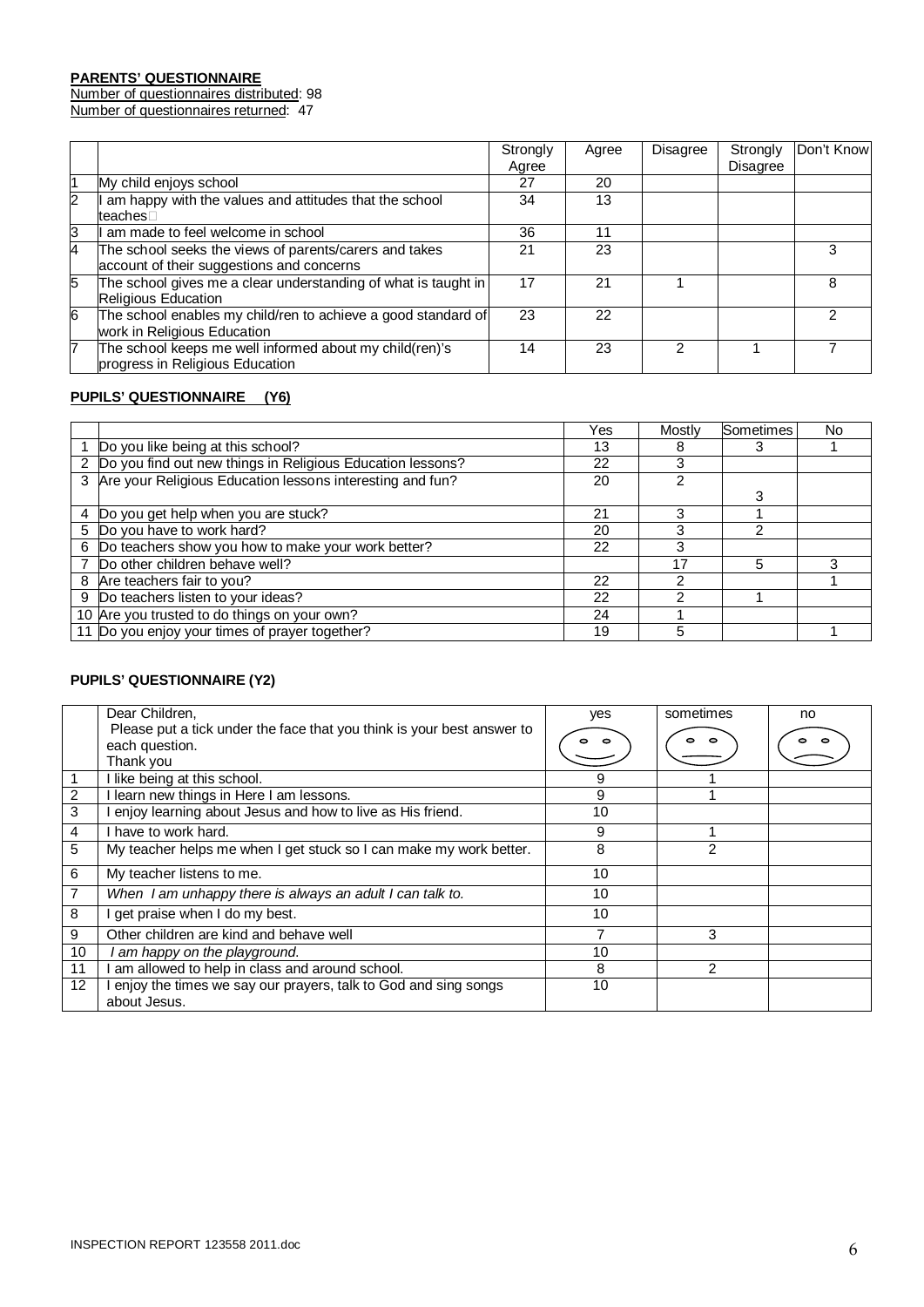**PARENTS' QUESTIONNAIRE**

Number of questionnaires distributed: 98
Number of questionnaires returned: 47

| | | Strongly Agree | Agree | Disagree | Strongly Disagree | Don't Know |
|---|---|---|---|---|---|---|
| 1 | My child enjoys school | 27 | 20 | | | |
| 2 | I am happy with the values and attitudes that the school teaches | 34 | 13 | | | |
| 3 | I am made to feel welcome in school | 36 | 11 | | | |
| 4 | The school seeks the views of parents/carers and takes account of their suggestions and concerns | 21 | 23 | | | 3 |
| 5 | The school gives me a clear understanding of what is taught in Religious Education | 17 | 21 | 1 | | 8 |
| 6 | The school enables my child/ren to achieve a good standard of work in Religious Education | 23 | 22 | | | 2 |
| 7 | The school keeps me well informed about my child(ren)'s progress in Religious Education | 14 | 23 | 2 | 1 | 7 |

**PUPILS' QUESTIONNAIRE (Y6)**

| | | Yes | Mostly | Sometimes | No |
|---|---|---|---|---|---|
| 1 | Do you like being at this school? | 13 | 8 | 3 | 1 |
| 2 | Do you find out new things in Religious Education lessons? | 22 | 3 | | |
| 3 | Are your Religious Education lessons interesting and fun? | 20 | 2 | 3 | |
| 4 | Do you get help when you are stuck? | 21 | 3 | 1 | |
| 5 | Do you have to work hard? | 20 | 3 | 2 | |
| 6 | Do teachers show you how to make your work better? | 22 | 3 | | |
| 7 | Do other children behave well? | | 17 | 5 | 3 |
| 8 | Are teachers fair to you? | 22 | 2 | | 1 |
| 9 | Do teachers listen to your ideas? | 22 | 2 | 1 | |
| 10 | Are you trusted to do things on your own? | 24 | 1 | | |
| 11 | Do you enjoy your times of prayer together? | 19 | 5 | | 1 |

**PUPILS' QUESTIONNAIRE (Y2)**

| | Dear Children, Please put a tick under the face that you think is your best answer to each question. Thank you | yes | sometimes | no |
|---|---|---|---|---|
| 1 | I like being at this school. | 9 | 1 | |
| 2 | I learn new things in Here I am lessons. | 9 | 1 | |
| 3 | I enjoy learning about Jesus and how to live as His friend. | 10 | | |
| 4 | I have to work hard. | 9 | 1 | |
| 5 | My teacher helps me when I get stuck so I can make my work better. | 8 | 2 | |
| 6 | My teacher listens to me. | 10 | | |
| 7 | *When I am unhappy there is always an adult I can talk to.* | 10 | | |
| 8 | I get praise when I do my best. | 10 | | |
| 9 | Other children are kind and behave well | 7 | 3 | |
| 10 | *I am happy on the playground.* | 10 | | |
| 11 | I am allowed to help in class and around school. | 8 | 2 | |
| 12 | I enjoy the times we say our prayers, talk to God and sing songs about Jesus. | 10 | | |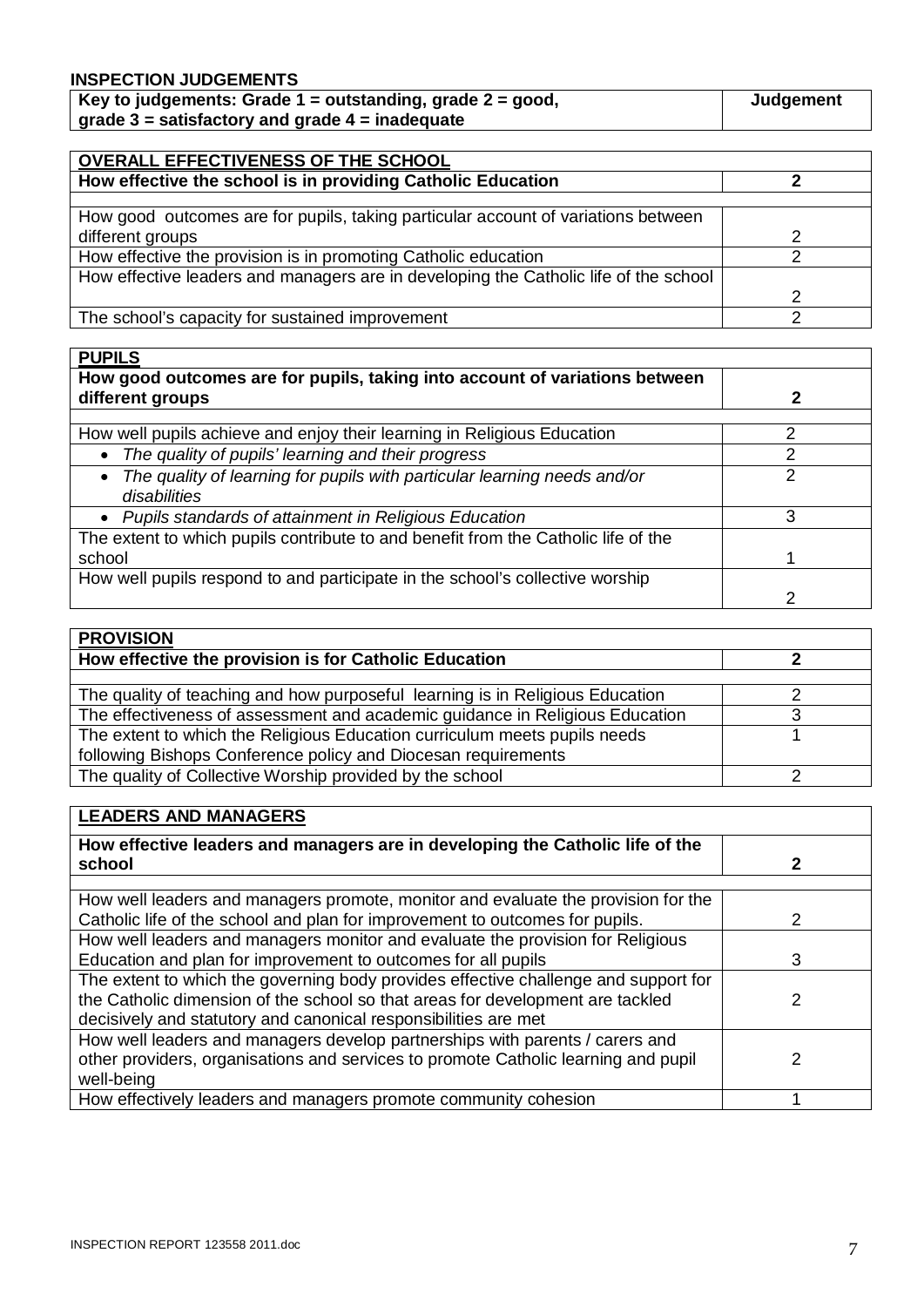**INSPECTION JUDGEMENTS**

| Key to judgements: Grade 1 = outstanding, grade 2 = good, grade 3 = satisfactory and grade 4 = inadequate | Judgement |
|---|---|

| OVERALL EFFECTIVENESS OF THE SCHOOL | |
|---|---|
| **How effective the school is in providing Catholic Education** | **2** |
| How good outcomes are for pupils, taking particular account of variations between different groups | 2 |
| How effective the provision is in promoting Catholic education | 2 |
| How effective leaders and managers are in developing the Catholic life of the school | 2 |
| The school's capacity for sustained improvement | 2 |

| PUPILS | |
|---|---|
| **How good outcomes are for pupils, taking into account of variations between different groups** | **2** |
| How well pupils achieve and enjoy their learning in Religious Education | 2 |
| • *The quality of pupils' learning and their progress* | 2 |
| • *The quality of learning for pupils with particular learning needs and/or disabilities* | 2 |
| • *Pupils standards of attainment in Religious Education* | 3 |
| The extent to which pupils contribute to and benefit from the Catholic life of the school | 1 |
| How well pupils respond to and participate in the school's collective worship | 2 |

| PROVISION | |
|---|---|
| **How effective the provision is for Catholic Education** | **2** |
| The quality of teaching and how purposeful learning is in Religious Education | 2 |
| The effectiveness of assessment and academic guidance in Religious Education | 3 |
| The extent to which the Religious Education curriculum meets pupils needs following Bishops Conference policy and Diocesan requirements | 1 |
| The quality of Collective Worship provided by the school | 2 |

| LEADERS AND MANAGERS | |
|---|---|
| **How effective leaders and managers are in developing the Catholic life of the school** | **2** |
| How well leaders and managers promote, monitor and evaluate the provision for the Catholic life of the school and plan for improvement to outcomes for pupils. | 2 |
| How well leaders and managers monitor and evaluate the provision for Religious Education and plan for improvement to outcomes for all pupils | 3 |
| The extent to which the governing body provides effective challenge and support for the Catholic dimension of the school so that areas for development are tackled decisively and statutory and canonical responsibilities are met | 2 |
| How well leaders and managers develop partnerships with parents / carers and other providers, organisations and services to promote Catholic learning and pupil well-being | 2 |
| How effectively leaders and managers promote community cohesion | 1 |

INSPECTION REPORT 123558 2011.doc